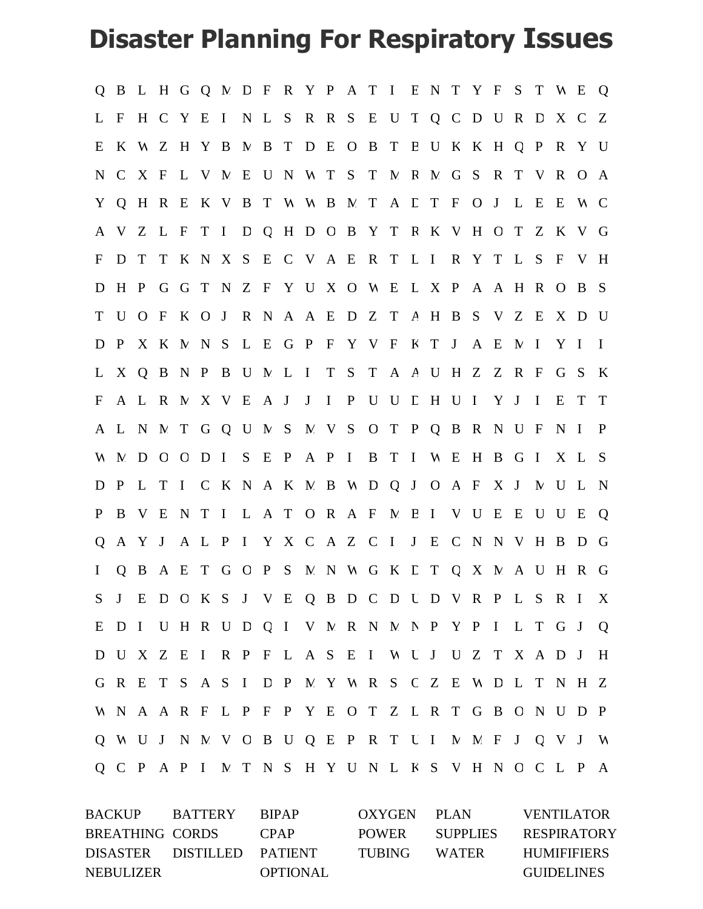# Disaster Planning For Respiratory Issues

```
Q B L H G Q M D F R Y P A T I E N T Y F S T W E Q
L F H C Y E I N L S R R S E U T Q C D U R D X C Z
E K W Z H Y B M B T D E O B T E U K K H Q P R Y U
N C X F L V M E U N W T S T M R M G S R T V R O A
Y Q H R E K V B T W W B M T A D T F O J L E E W C
A V Z L F T I D Q H D O B Y T R K V H O T Z K V G
F D T T K N X S E C V A E R T L I R Y T L S F V H
D H P G G T N Z F Y U X O W E L X P A A H R O B S
T U O F K O J R N A A E D Z T A H B S V Z E X D U
D P X K M N S L E G P F Y V F K T J A E M I Y I I
L X Q B N P B U M L I T S T A A U H Z Z R F G S K
F A L R M X V E A J J I P U U D H U I Y J I E T T
A L N M T G Q U M S M V S O T P Q B R N U F N I P
W M D O O D I S E P A P I B T I W E H B G I X L S
D P L T I C K N A K M B W D Q J O A F X J M U L N
P B V E N T I L A T O R A F M B I V U E E U U E Q
Q A Y J A L P I Y X C A Z C I J E C N N V H B D G
I Q B A E T G O P S M N W G K D T Q X M A U H R G
S J E D O K S J V E Q B D C D U D V R P L S R I X
E D I U H R U D Q I V M R N M N P Y P I L T G J Q
D U X Z E I R P F L A S E I W U J U Z T X A D J H
G R E T S A S I D P M Y W R S C Z E W D L T N H Z
W N A A R F L P F P Y E O T Z L R T G B O N U D P
Q W U J N M V O B U Q E P R T U I M M F J Q V J W
Q C P A P I M T N S H Y U N L K S V H N O C L P A
```

| | | | | | |
|---|---|---|---|---|---|
| BACKUP | BATTERY | BIPAP | OXYGEN | PLAN | VENTILATOR |
| BREATHING | CORDS | CPAP | POWER | SUPPLIES | RESPIRATORY |
| DISASTER | DISTILLED | PATIENT | TUBING | WATER | HUMIFIFIERS |
| NEBULIZER | | OPTIONAL | | | GUIDELINES |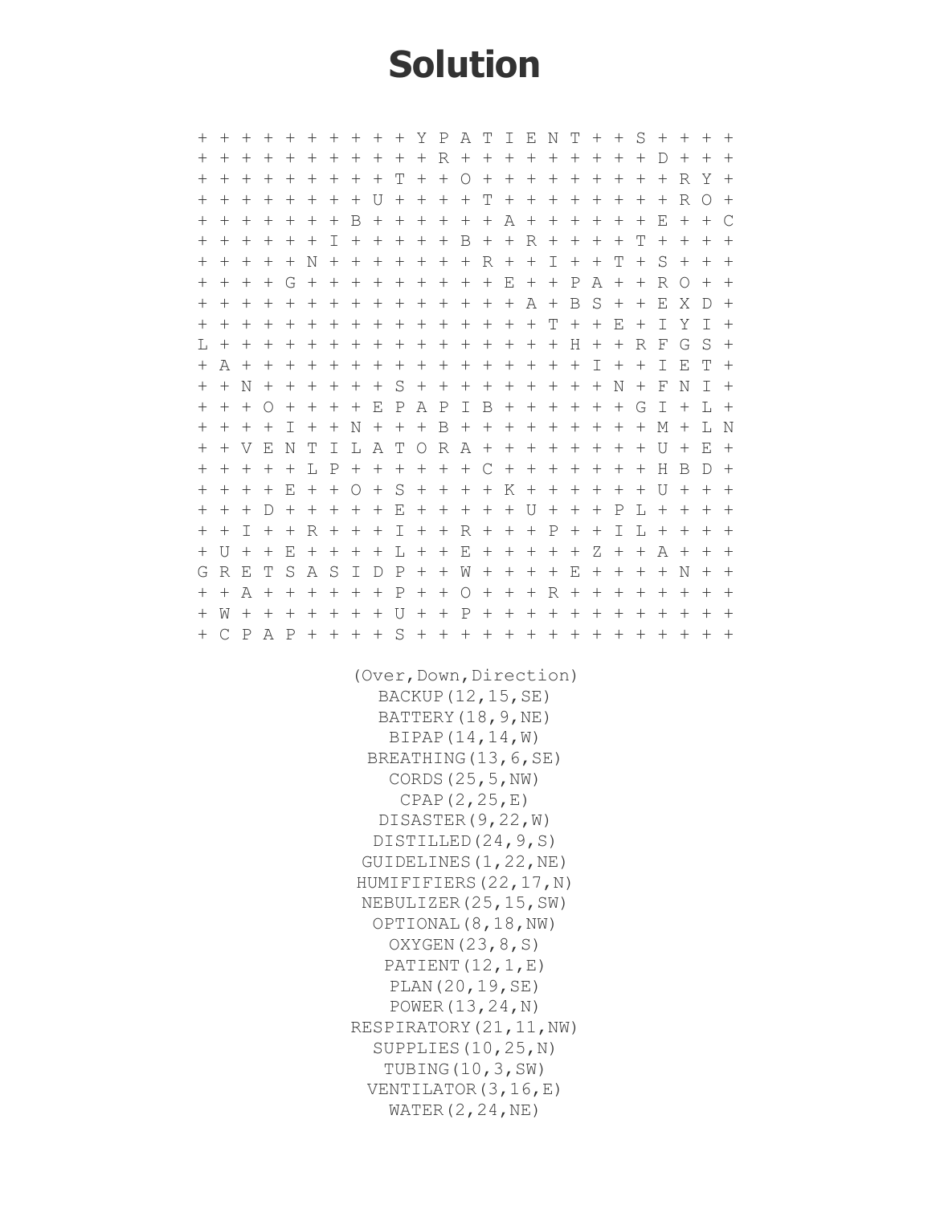# Solution

```
+ + + + + + + + + + + Y P A T I E N T + + S + + + +
+ + + + + + + + + + + + R + + + + + + + + + D + + +
+ + + + + + + + + + T + + O + + + + + + + + + R Y +
+ + + + + + + + + U + + + + T + + + + + + + + R O +
+ + + + + + + + B + + + + + + A + + + + + + E + + C
+ + + + + + + I + + + + + B + + R + + + + + T + + + +
+ + + + + + N + + + + + + + R + + I + + T + S + + +
+ + + + + G + + + + + + + + + E + + P A + + R O + +
+ + + + + + + + + + + + + + + + A + B S + + E X D +
+ + + + + + + + + + + + + + + + + T + + E + I Y I +
L + + + + + + + + + + + + + + + + + H + + R F G S +
+ A + + + + + + + + + + + + + + + + + I + + I E T +
+ + N + + + + + + + S + + + + + + + + + N + F N I +
+ + + O + + + + + E P A P I B + + + + + + + G I + L +
+ + + + I + + + N + + + B + + + + + + + + + M + L N
+ + V E N T I L A T O R A + + + + + + + + + U + E +
+ + + + + + L P + + + + + + C + + + + + + + H B D +
+ + + + + E + + O + S + + + + K + + + + + + U + + +
+ + + D + + + + + E + + + + + + U + + + P L + + + +
+ + I + + R + + + I + + R + + + P + + I L + + + +
+ U + + E + + + + L + + E + + + + + Z + + A + + +
G R E T S A S I D P + + W + + + + E + + + + N + +
+ + A + + + + + + P + + O + + + R + + + + + + + +
+ W + + + + + + + U + + P + + + + + + + + + + + +
+ C P A P + + + + S + + + + + + + + + + + + + + +
```

(Over,Down,Direction)
BACKUP(12,15,SE)
BATTERY(18,9,NE)
BIPAP(14,14,W)
BREATHING(13,6,SE)
CORDS(25,5,NW)
CPAP(2,25,E)
DISASTER(9,22,W)
DISTILLED(24,9,S)
GUIDELINES(1,22,NE)
HUMIFIFIERS(22,17,N)
NEBULIZER(25,15,SW)
OPTIONAL(8,18,NW)
OXYGEN(23,8,S)
PATIENT(12,1,E)
PLAN(20,19,SE)
POWER(13,24,N)
RESPIRATORY(21,11,NW)
SUPPLIES(10,25,N)
TUBING(10,3,SW)
VENTILATOR(3,16,E)
WATER(2,24,NE)